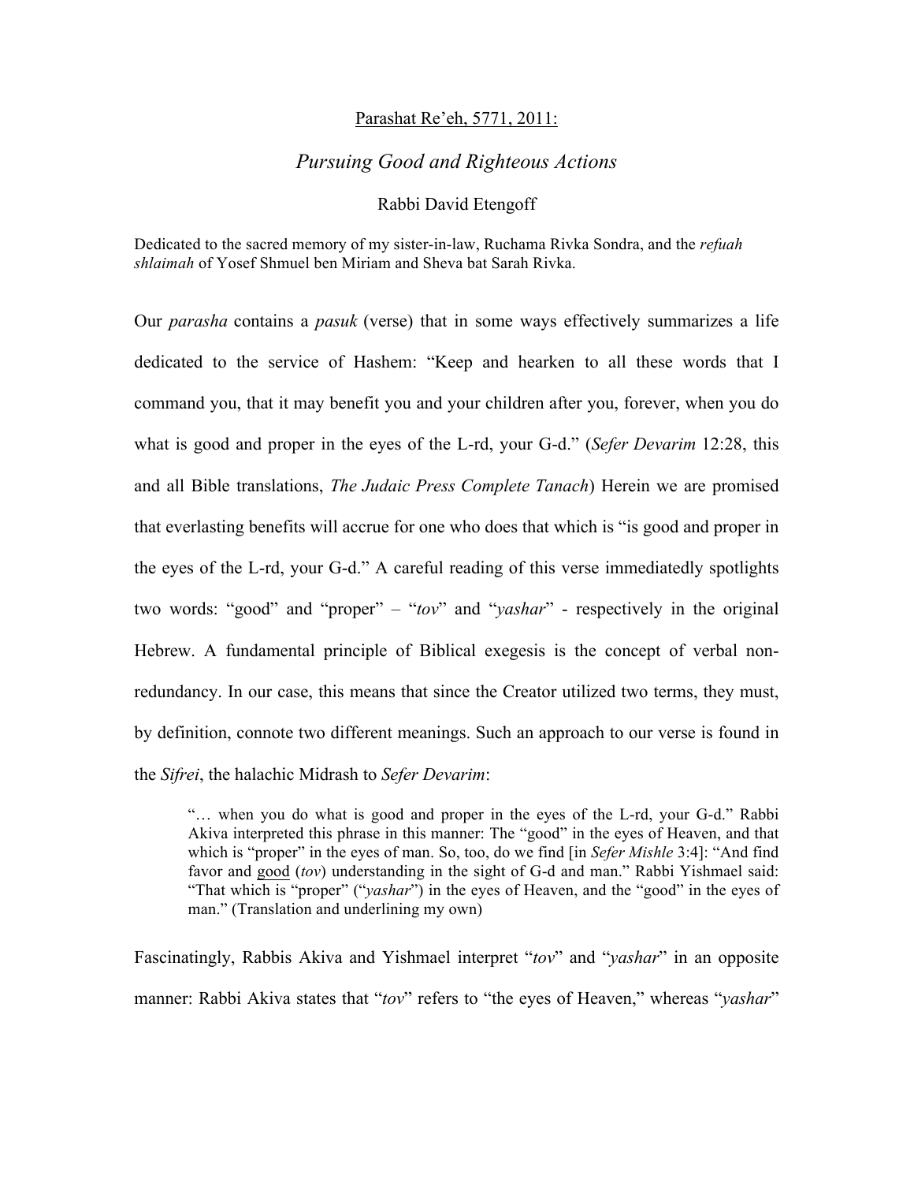<u>Parashat Re'eh, 5771, 2011:</u>

# *Pursuing Good and Righteous Actions*

Rabbi David Etengoff

Dedicated to the sacred memory of my sister-in-law, Ruchama Rivka Sondra, and the *refuah shlaimah* of Yosef Shmuel ben Miriam and Sheva bat Sarah Rivka.

Our *parasha* contains a *pasuk* (verse) that in some ways effectively summarizes a life dedicated to the service of Hashem: "Keep and hearken to all these words that I command you, that it may benefit you and your children after you, forever, when you do what is good and proper in the eyes of the L-rd, your G-d." (*Sefer Devarim* 12:28, this and all Bible translations, *The Judaic Press Complete Tanach*) Herein we are promised that everlasting benefits will accrue for one who does that which is "is good and proper in the eyes of the L-rd, your G-d." A careful reading of this verse immediatedly spotlights two words: "good" and "proper" – "*tov*" and "*yashar*" - respectively in the original Hebrew. A fundamental principle of Biblical exegesis is the concept of verbal non-redundancy. In our case, this means that since the Creator utilized two terms, they must, by definition, connote two different meanings. Such an approach to our verse is found in the *Sifrei*, the halachic Midrash to *Sefer Devarim*:

> "… when you do what is good and proper in the eyes of the L-rd, your G-d." Rabbi Akiva interpreted this phrase in this manner: The "good" in the eyes of Heaven, and that which is "proper" in the eyes of man. So, too, do we find [in *Sefer Mishle* 3:4]: "And find favor and <u>good</u> (*tov*) understanding in the sight of G-d and man." Rabbi Yishmael said: "That which is "proper" ("*yashar*") in the eyes of Heaven, and the "good" in the eyes of man." (Translation and underlining my own)

Fascinatingly, Rabbis Akiva and Yishmael interpret "*tov*" and "*yashar*" in an opposite manner: Rabbi Akiva states that "*tov*" refers to "the eyes of Heaven," whereas "*yashar*"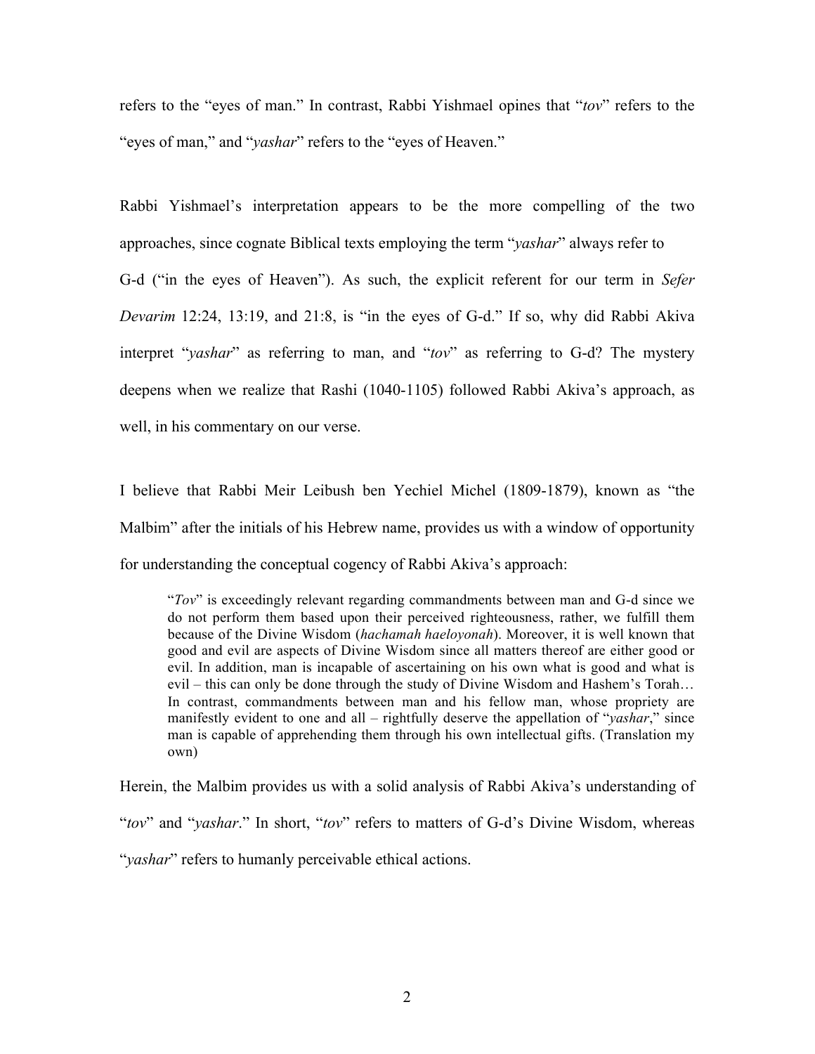refers to the "eyes of man." In contrast, Rabbi Yishmael opines that "*tov*" refers to the "eyes of man," and "*yashar*" refers to the "eyes of Heaven."

Rabbi Yishmael's interpretation appears to be the more compelling of the two approaches, since cognate Biblical texts employing the term "*yashar*" always refer to G-d ("in the eyes of Heaven"). As such, the explicit referent for our term in *Sefer Devarim* 12:24, 13:19, and 21:8, is "in the eyes of G-d." If so, why did Rabbi Akiva interpret "*yashar*" as referring to man, and "*tov*" as referring to G-d? The mystery deepens when we realize that Rashi (1040-1105) followed Rabbi Akiva's approach, as well, in his commentary on our verse.

I believe that Rabbi Meir Leibush ben Yechiel Michel (1809-1879), known as "the Malbim" after the initials of his Hebrew name, provides us with a window of opportunity for understanding the conceptual cogency of Rabbi Akiva's approach:

> "*Tov*" is exceedingly relevant regarding commandments between man and G-d since we do not perform them based upon their perceived righteousness, rather, we fulfill them because of the Divine Wisdom (*hachamah haeloyonah*). Moreover, it is well known that good and evil are aspects of Divine Wisdom since all matters thereof are either good or evil. In addition, man is incapable of ascertaining on his own what is good and what is evil – this can only be done through the study of Divine Wisdom and Hashem's Torah… In contrast, commandments between man and his fellow man, whose propriety are manifestly evident to one and all – rightfully deserve the appellation of "*yashar*," since man is capable of apprehending them through his own intellectual gifts. (Translation my own)

Herein, the Malbim provides us with a solid analysis of Rabbi Akiva's understanding of "*tov*" and "*yashar*." In short, "*tov*" refers to matters of G-d's Divine Wisdom, whereas "*yashar*" refers to humanly perceivable ethical actions.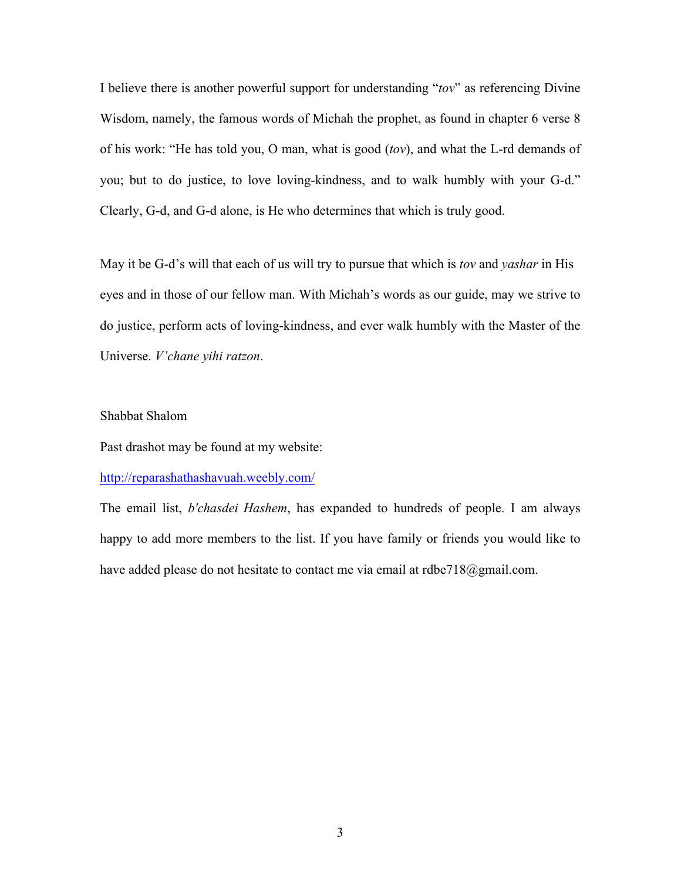I believe there is another powerful support for understanding "*tov*" as referencing Divine Wisdom, namely, the famous words of Michah the prophet, as found in chapter 6 verse 8 of his work: "He has told you, O man, what is good (*tov*), and what the L-rd demands of you; but to do justice, to love loving-kindness, and to walk humbly with your G-d." Clearly, G-d, and G-d alone, is He who determines that which is truly good.

May it be G-d's will that each of us will try to pursue that which is *tov* and *yashar* in His eyes and in those of our fellow man. With Michah's words as our guide, may we strive to do justice, perform acts of loving-kindness, and ever walk humbly with the Master of the Universe. *V'chane yihi ratzon*.

Shabbat Shalom

Past drashot may be found at my website:

http://reparashathashavuah.weebly.com/

The email list, *b'chasdei Hashem*, has expanded to hundreds of people. I am always happy to add more members to the list. If you have family or friends you would like to have added please do not hesitate to contact me via email at rdbe718@gmail.com.